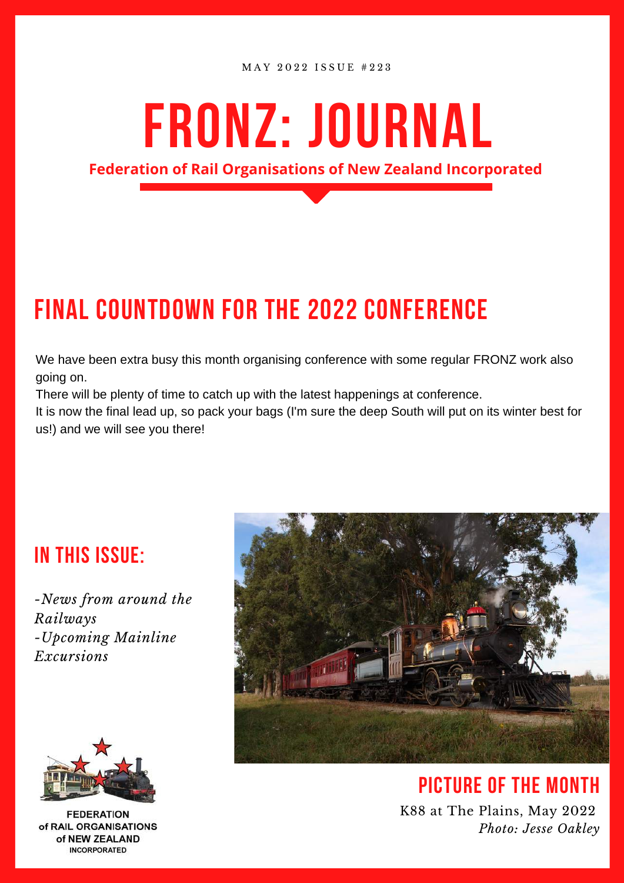MAY 2022 ISSUE #223

# FRONZ: JOURNAL

**Federation of Rail Organisations of New Zealand Incorporated**

## FINAL COUNTDOWN FOR THE 2022 CONFERENCE

We have been extra busy this month organising conference with some regular FRONZ work also going on.

There will be plenty of time to catch up with the latest happenings at conference.

It is now the final lead up, so pack your bags (I'm sure the deep South will put on its winter best for us!) and we will see you there!

## IN THIS ISSUE:

*-News from around the Railways*

*-Upcoming Mainline Excursions*

## PICTURE OF THE MONTH

K88 at The Plains, May 2022

*Photo: Jesse Oakley*

FEDERATION of RAIL ORGANISATIONS of NEW ZEALAND INCORPORATED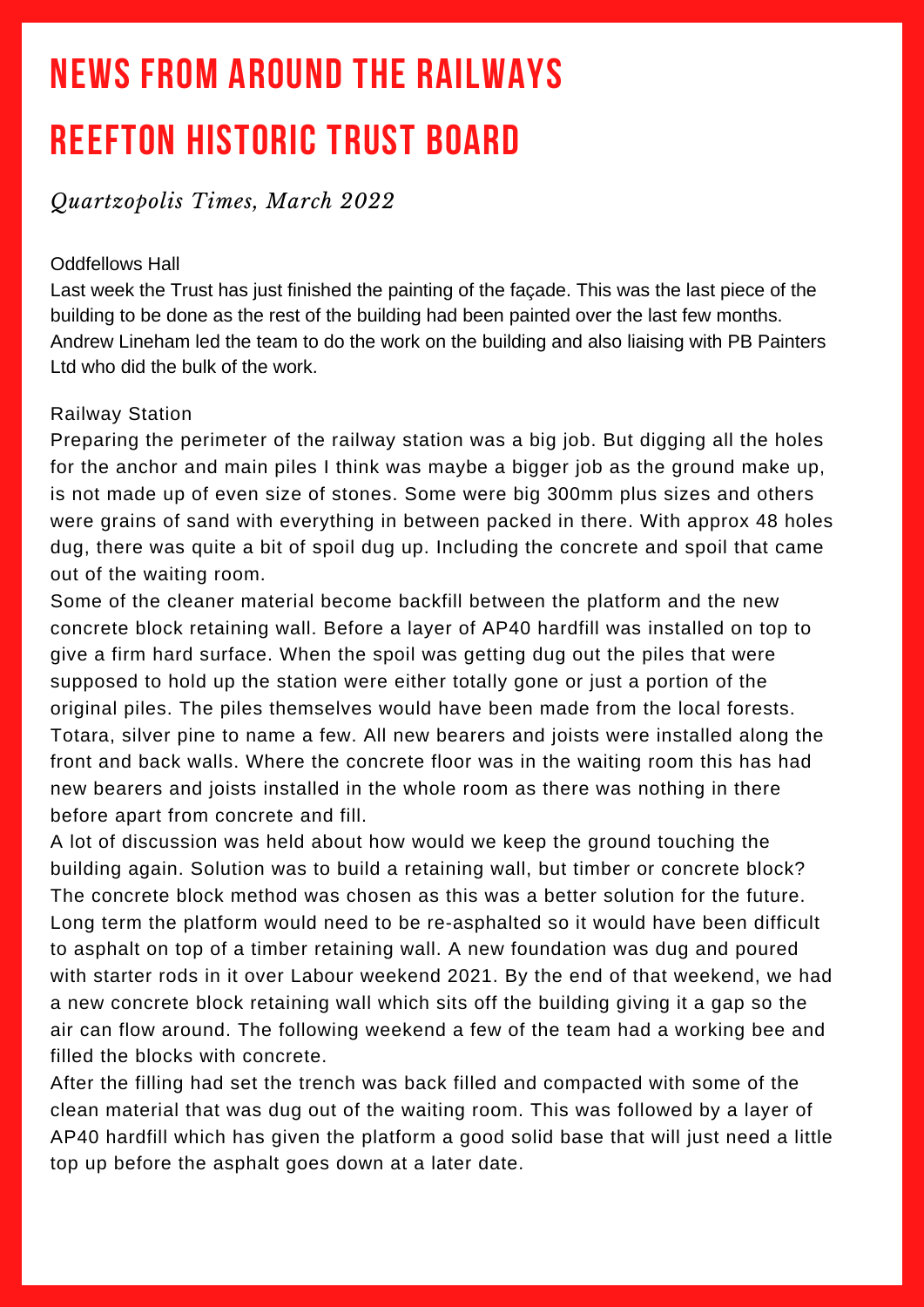# NEWS FROM AROUND THE RAILWAYS

# REEFTON HISTORIC TRUST BOARD

*Quartzopolis Times, March 2022*

### Oddfellows Hall

Last week the Trust has just finished the painting of the façade. This was the last piece of the building to be done as the rest of the building had been painted over the last few months. Andrew Lineham led the team to do the work on the building and also liaising with PB Painters Ltd who did the bulk of the work.

### Railway Station

Preparing the perimeter of the railway station was a big job. But digging all the holes for the anchor and main piles I think was maybe a bigger job as the ground make up, is not made up of even size of stones. Some were big 300mm plus sizes and others were grains of sand with everything in between packed in there. With approx 48 holes dug, there was quite a bit of spoil dug up. Including the concrete and spoil that came out of the waiting room.

Some of the cleaner material become backfill between the platform and the new concrete block retaining wall. Before a layer of AP40 hardfill was installed on top to give a firm hard surface. When the spoil was getting dug out the piles that were supposed to hold up the station were either totally gone or just a portion of the original piles. The piles themselves would have been made from the local forests. Totara, silver pine to name a few. All new bearers and joists were installed along the front and back walls. Where the concrete floor was in the waiting room this has had new bearers and joists installed in the whole room as there was nothing in there before apart from concrete and fill.

A lot of discussion was held about how would we keep the ground touching the building again. Solution was to build a retaining wall, but timber or concrete block? The concrete block method was chosen as this was a better solution for the future. Long term the platform would need to be re-asphalted so it would have been difficult to asphalt on top of a timber retaining wall. A new foundation was dug and poured with starter rods in it over Labour weekend 2021. By the end of that weekend, we had a new concrete block retaining wall which sits off the building giving it a gap so the air can flow around. The following weekend a few of the team had a working bee and filled the blocks with concrete.

After the filling had set the trench was back filled and compacted with some of the clean material that was dug out of the waiting room. This was followed by a layer of AP40 hardfill which has given the platform a good solid base that will just need a little top up before the asphalt goes down at a later date.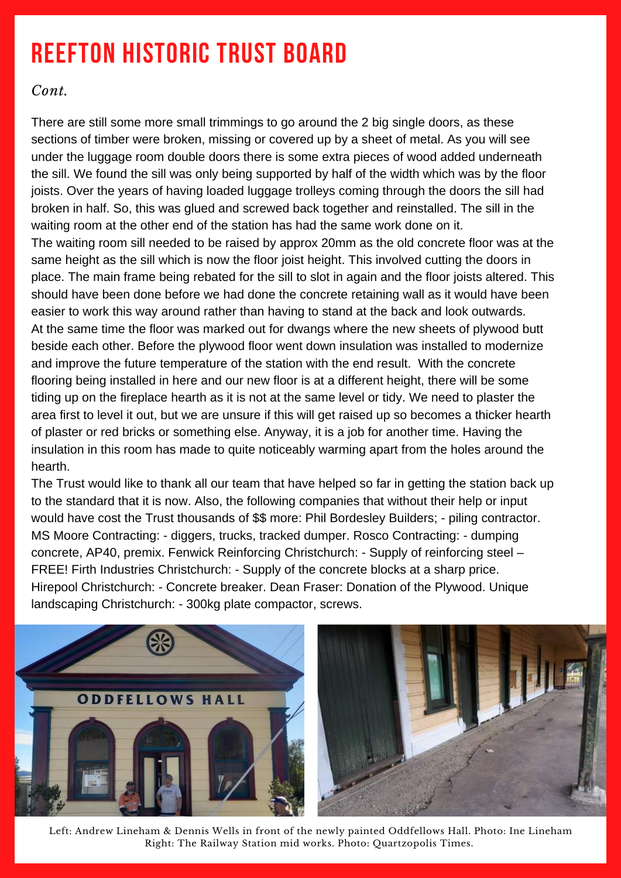# REEFTON HISTORIC TRUST BOARD

*Cont.*

There are still some more small trimmings to go around the 2 big single doors, as these sections of timber were broken, missing or covered up by a sheet of metal. As you will see under the luggage room double doors there is some extra pieces of wood added underneath the sill. We found the sill was only being supported by half of the width which was by the floor joists. Over the years of having loaded luggage trolleys coming through the doors the sill had broken in half. So, this was glued and screwed back together and reinstalled. The sill in the waiting room at the other end of the station has had the same work done on it.

The waiting room sill needed to be raised by approx 20mm as the old concrete floor was at the same height as the sill which is now the floor joist height. This involved cutting the doors in place. The main frame being rebated for the sill to slot in again and the floor joists altered. This should have been done before we had done the concrete retaining wall as it would have been easier to work this way around rather than having to stand at the back and look outwards.

At the same time the floor was marked out for dwangs where the new sheets of plywood butt beside each other. Before the plywood floor went down insulation was installed to modernize and improve the future temperature of the station with the end result. With the concrete flooring being installed in here and our new floor is at a different height, there will be some tiding up on the fireplace hearth as it is not at the same level or tidy. We need to plaster the area first to level it out, but we are unsure if this will get raised up so becomes a thicker hearth of plaster or red bricks or something else. Anyway, it is a job for another time. Having the insulation in this room has made to quite noticeably warming apart from the holes around the hearth.

The Trust would like to thank all our team that have helped so far in getting the station back up to the standard that it is now. Also, the following companies that without their help or input would have cost the Trust thousands of $$ more: Phil Bordesley Builders; - piling contractor. MS Moore Contracting: - diggers, trucks, tracked dumper. Rosco Contracting: - dumping concrete, AP40, premix. Fenwick Reinforcing Christchurch: - Supply of reinforcing steel – FREE! Firth Industries Christchurch: - Supply of the concrete blocks at a sharp price. Hirepool Christchurch: - Concrete breaker. Dean Fraser: Donation of the Plywood. Unique landscaping Christchurch: - 300kg plate compactor, screws.

Left: Andrew Lineham & Dennis Wells in front of the newly painted Oddfellows Hall. Photo: Ine Lineham
Right: The Railway Station mid works. Photo: Quartzopolis Times.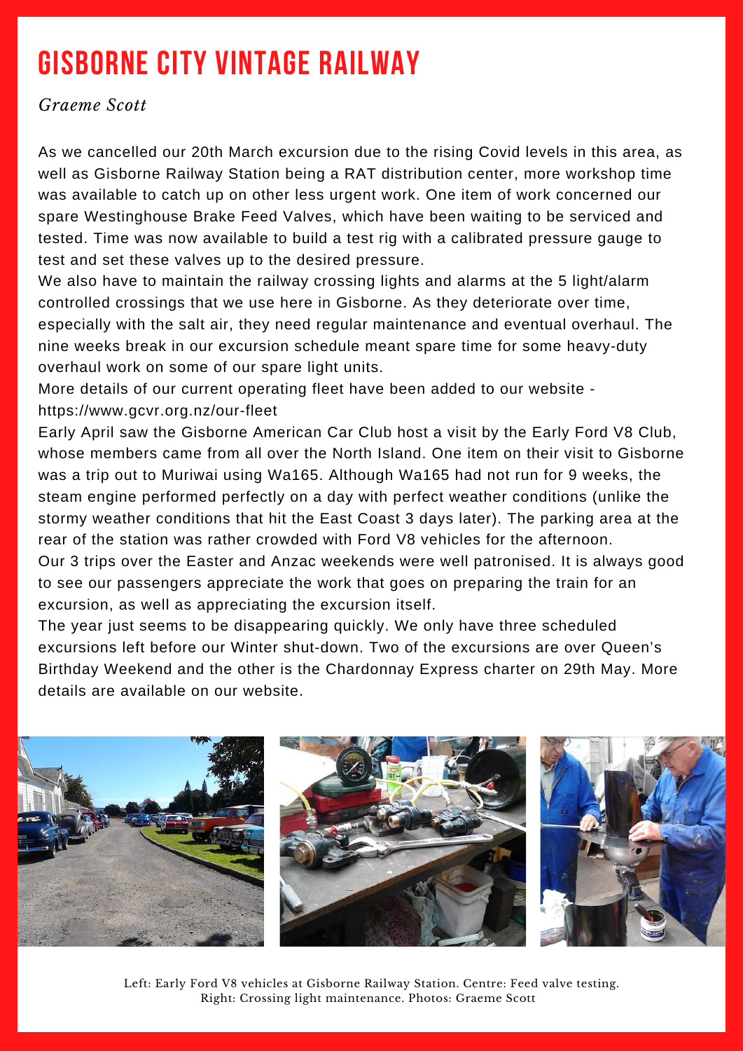# GISBORNE CITY VINTAGE RAILWAY

*Graeme Scott*

As we cancelled our 20th March excursion due to the rising Covid levels in this area, as well as Gisborne Railway Station being a RAT distribution center, more workshop time was available to catch up on other less urgent work. One item of work concerned our spare Westinghouse Brake Feed Valves, which have been waiting to be serviced and tested. Time was now available to build a test rig with a calibrated pressure gauge to test and set these valves up to the desired pressure.

We also have to maintain the railway crossing lights and alarms at the 5 light/alarm controlled crossings that we use here in Gisborne. As they deteriorate over time, especially with the salt air, they need regular maintenance and eventual overhaul. The nine weeks break in our excursion schedule meant spare time for some heavy-duty overhaul work on some of our spare light units.

More details of our current operating fleet have been added to our website - https://www.gcvr.org.nz/our-fleet

Early April saw the Gisborne American Car Club host a visit by the Early Ford V8 Club, whose members came from all over the North Island. One item on their visit to Gisborne was a trip out to Muriwai using Wa165. Although Wa165 had not run for 9 weeks, the steam engine performed perfectly on a day with perfect weather conditions (unlike the stormy weather conditions that hit the East Coast 3 days later). The parking area at the rear of the station was rather crowded with Ford V8 vehicles for the afternoon.

Our 3 trips over the Easter and Anzac weekends were well patronised. It is always good to see our passengers appreciate the work that goes on preparing the train for an excursion, as well as appreciating the excursion itself.

The year just seems to be disappearing quickly. We only have three scheduled excursions left before our Winter shut-down. Two of the excursions are over Queen's Birthday Weekend and the other is the Chardonnay Express charter on 29th May. More details are available on our website.

Left: Early Ford V8 vehicles at Gisborne Railway Station. Centre: Feed valve testing. Right: Crossing light maintenance. Photos: Graeme Scott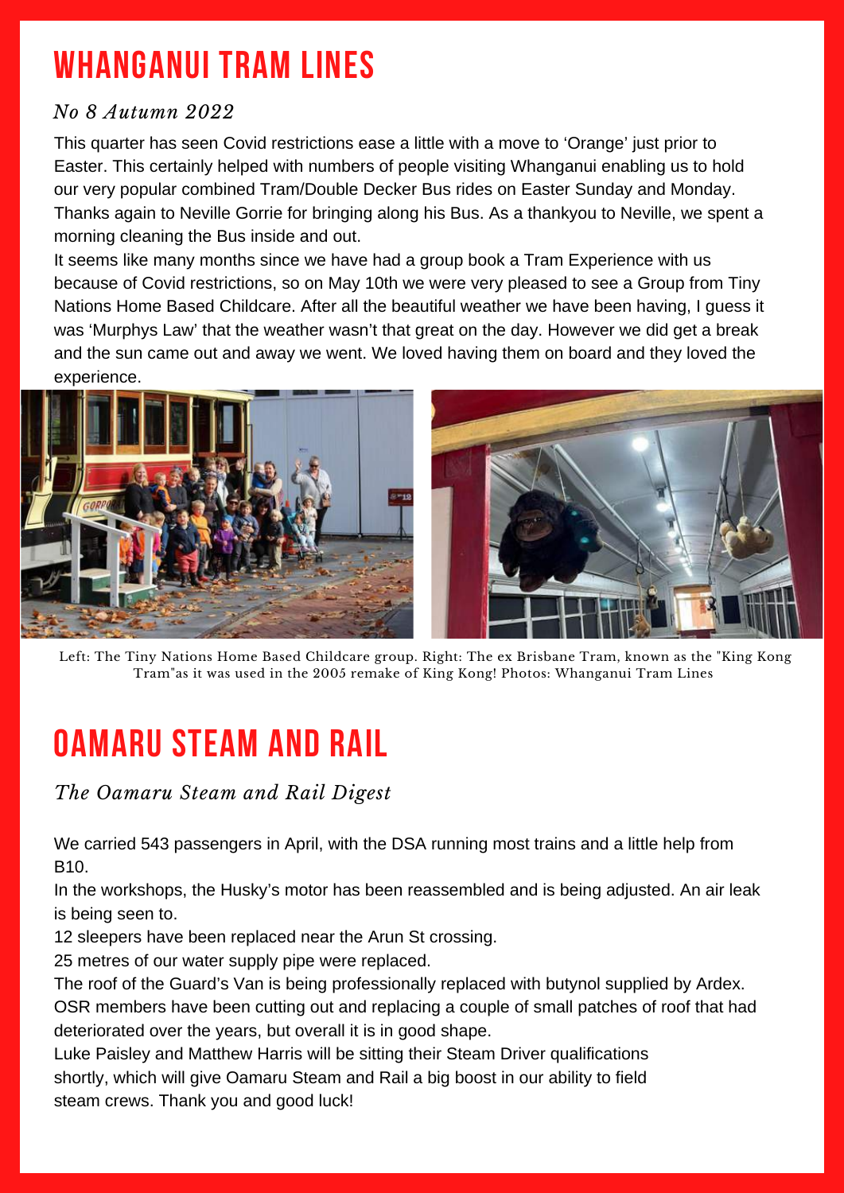# WHANGANUI TRAM LINES

*No 8 Autumn 2022*

This quarter has seen Covid restrictions ease a little with a move to 'Orange' just prior to Easter. This certainly helped with numbers of people visiting Whanganui enabling us to hold our very popular combined Tram/Double Decker Bus rides on Easter Sunday and Monday. Thanks again to Neville Gorrie for bringing along his Bus. As a thankyou to Neville, we spent a morning cleaning the Bus inside and out.

It seems like many months since we have had a group book a Tram Experience with us because of Covid restrictions, so on May 10th we were very pleased to see a Group from Tiny Nations Home Based Childcare. After all the beautiful weather we have been having, I guess it was 'Murphys Law' that the weather wasn't that great on the day. However we did get a break and the sun came out and away we went. We loved having them on board and they loved the experience.

Left: The Tiny Nations Home Based Childcare group. Right: The ex Brisbane Tram, known as the "King Kong Tram"as it was used in the 2005 remake of King Kong! Photos: Whanganui Tram Lines

# OAMARU STEAM AND RAIL

*The Oamaru Steam and Rail Digest*

We carried 543 passengers in April, with the DSA running most trains and a little help from B10.

In the workshops, the Husky's motor has been reassembled and is being adjusted. An air leak is being seen to.

12 sleepers have been replaced near the Arun St crossing.

25 metres of our water supply pipe were replaced.

The roof of the Guard's Van is being professionally replaced with butynol supplied by Ardex. OSR members have been cutting out and replacing a couple of small patches of roof that had deteriorated over the years, but overall it is in good shape.

Luke Paisley and Matthew Harris will be sitting their Steam Driver qualifications shortly, which will give Oamaru Steam and Rail a big boost in our ability to field steam crews. Thank you and good luck!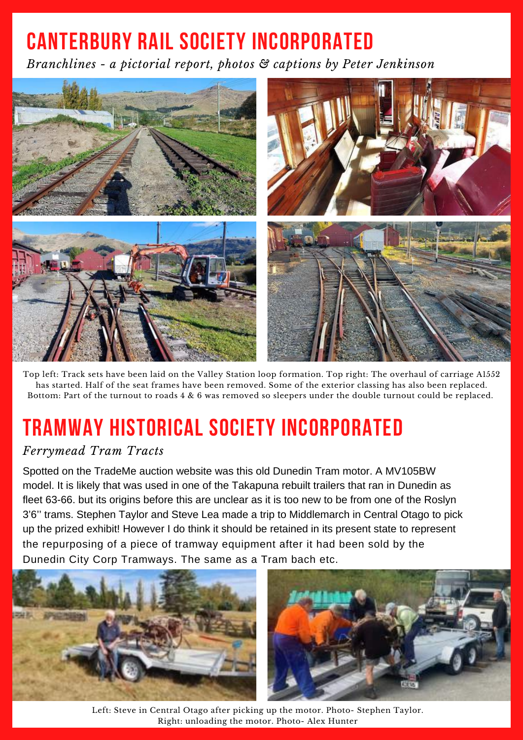# CANTERBURY RAIL SOCIETY INCORPORATED

*Branchlines - a pictorial report, photos & captions by Peter Jenkinson*

Top left: Track sets have been laid on the Valley Station loop formation. Top right: The overhaul of carriage A1552 has started. Half of the seat frames have been removed. Some of the exterior classing has also been replaced. Bottom: Part of the turnout to roads 4 & 6 was removed so sleepers under the double turnout could be replaced.

# TRAMWAY HISTORICAL SOCIETY INCORPORATED

*Ferrymead Tram Tracts*

Spotted on the TradeMe auction website was this old Dunedin Tram motor. A MV105BW model. It is likely that was used in one of the Takapuna rebuilt trailers that ran in Dunedin as fleet 63-66. but its origins before this are unclear as it is too new to be from one of the Roslyn 3'6'' trams. Stephen Taylor and Steve Lea made a trip to Middlemarch in Central Otago to pick up the prized exhibit! However I do think it should be retained in its present state to represent the repurposing of a piece of tramway equipment after it had been sold by the Dunedin City Corp Tramways. The same as a Tram bach etc.

Left: Steve in Central Otago after picking up the motor. Photo- Stephen Taylor.
Right: unloading the motor. Photo- Alex Hunter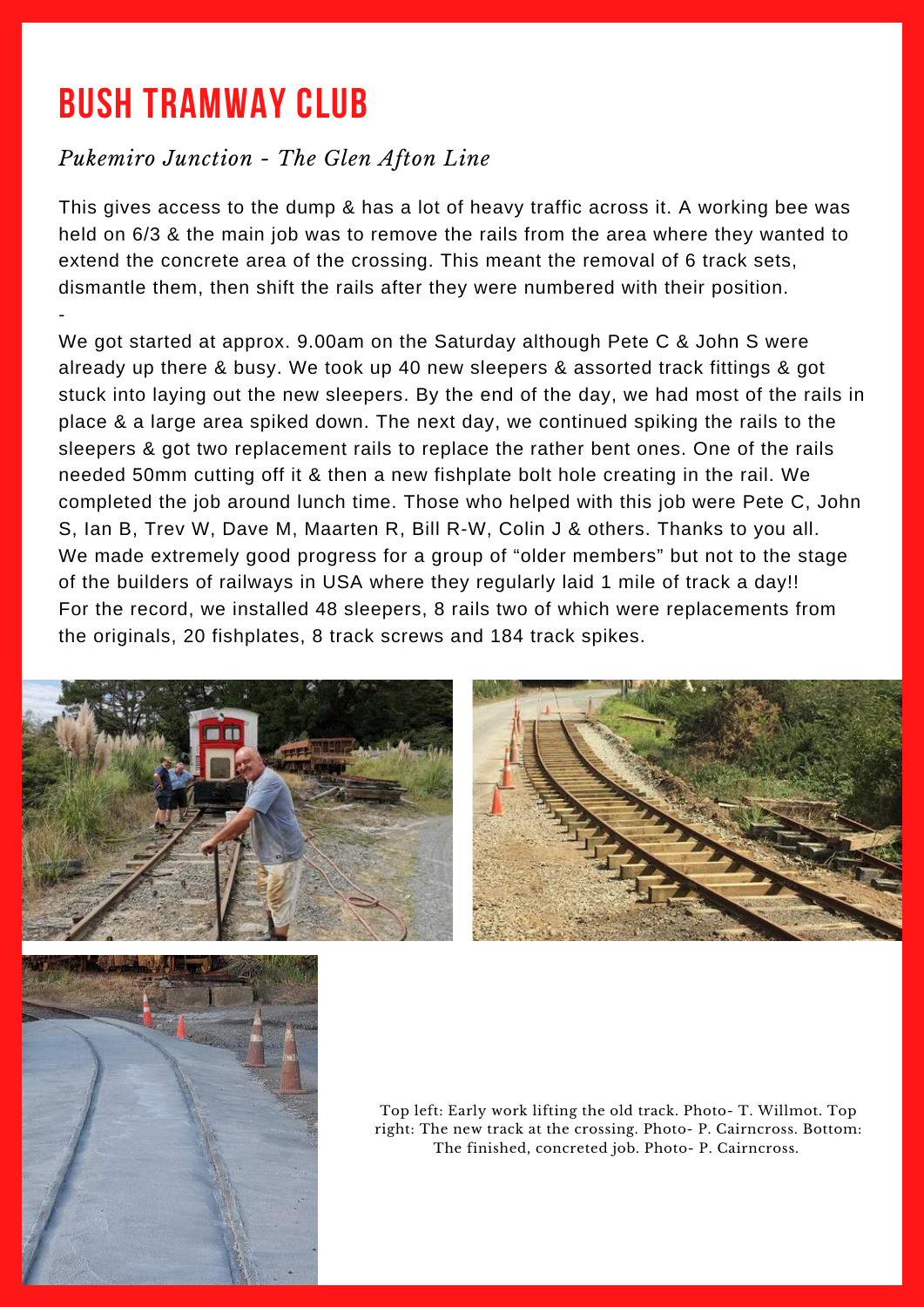# BUSH TRAMWAY CLUB

*Pukemiro Junction - The Glen Afton Line*

This gives access to the dump & has a lot of heavy traffic across it. A working bee was held on 6/3 & the main job was to remove the rails from the area where they wanted to extend the concrete area of the crossing. This meant the removal of 6 track sets, dismantle them, then shift the rails after they were numbered with their position.

-

We got started at approx. 9.00am on the Saturday although Pete C & John S were already up there & busy. We took up 40 new sleepers & assorted track fittings & got stuck into laying out the new sleepers. By the end of the day, we had most of the rails in place & a large area spiked down. The next day, we continued spiking the rails to the sleepers & got two replacement rails to replace the rather bent ones. One of the rails needed 50mm cutting off it & then a new fishplate bolt hole creating in the rail. We completed the job around lunch time. Those who helped with this job were Pete C, John S, Ian B, Trev W, Dave M, Maarten R, Bill R-W, Colin J & others. Thanks to you all. We made extremely good progress for a group of "older members" but not to the stage of the builders of railways in USA where they regularly laid 1 mile of track a day!! For the record, we installed 48 sleepers, 8 rails two of which were replacements from the originals, 20 fishplates, 8 track screws and 184 track spikes.

Top left: Early work lifting the old track. Photo- T. Willmot. Top right: The new track at the crossing. Photo- P. Cairncross. Bottom: The finished, concreted job. Photo- P. Cairncross.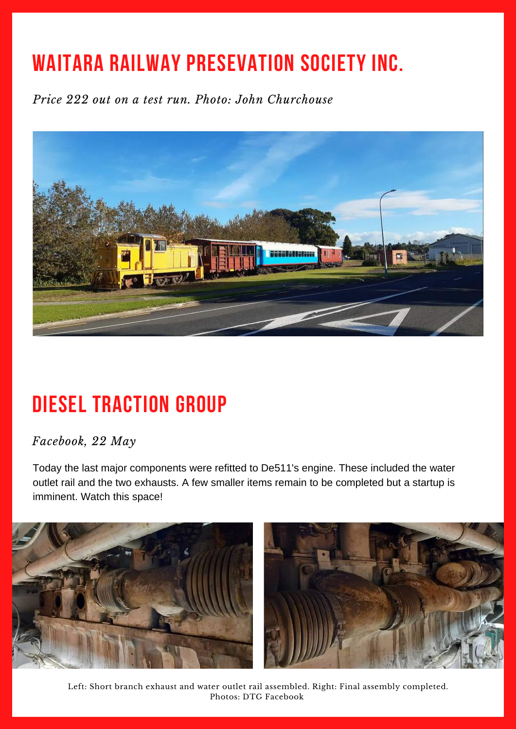# WAITARA RAILWAY PRESEVATION SOCIETY INC.

*Price 222 out on a test run. Photo: John Churchouse*

# DIESEL TRACTION GROUP

*Facebook, 22 May*

Today the last major components were refitted to De511's engine. These included the water outlet rail and the two exhausts. A few smaller items remain to be completed but a startup is imminent. Watch this space!

Left: Short branch exhaust and water outlet rail assembled. Right: Final assembly completed. Photos: DTG Facebook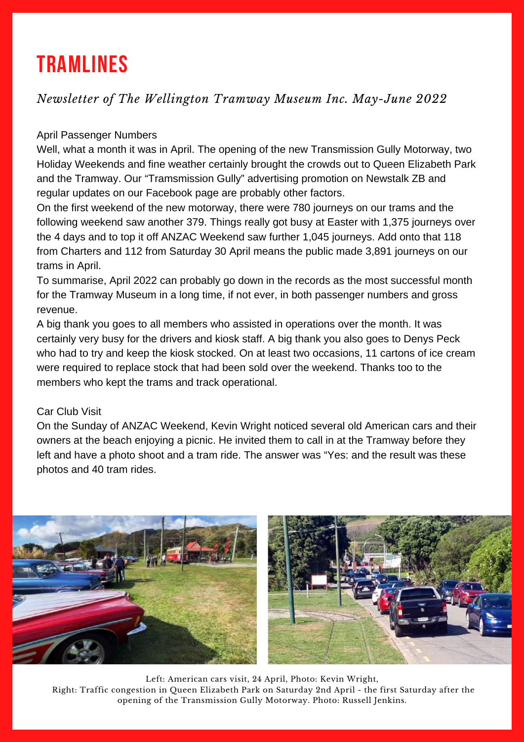# TRAMLINES

*Newsletter of The Wellington Tramway Museum Inc. May-June 2022*

## April Passenger Numbers

Well, what a month it was in April. The opening of the new Transmission Gully Motorway, two Holiday Weekends and fine weather certainly brought the crowds out to Queen Elizabeth Park and the Tramway. Our "Tramsmission Gully" advertising promotion on Newstalk ZB and regular updates on our Facebook page are probably other factors.

On the first weekend of the new motorway, there were 780 journeys on our trams and the following weekend saw another 379. Things really got busy at Easter with 1,375 journeys over the 4 days and to top it off ANZAC Weekend saw further 1,045 journeys. Add onto that 118 from Charters and 112 from Saturday 30 April means the public made 3,891 journeys on our trams in April.

To summarise, April 2022 can probably go down in the records as the most successful month for the Tramway Museum in a long time, if not ever, in both passenger numbers and gross revenue.

A big thank you goes to all members who assisted in operations over the month. It was certainly very busy for the drivers and kiosk staff. A big thank you also goes to Denys Peck who had to try and keep the kiosk stocked. On at least two occasions, 11 cartons of ice cream were required to replace stock that had been sold over the weekend. Thanks too to the members who kept the trams and track operational.

## Car Club Visit

On the Sunday of ANZAC Weekend, Kevin Wright noticed several old American cars and their owners at the beach enjoying a picnic. He invited them to call in at the Tramway before they left and have a photo shoot and a tram ride. The answer was "Yes: and the result was these photos and 40 tram rides.

Left: American cars visit, 24 April, Photo: Kevin Wright,
Right: Traffic congestion in Queen Elizabeth Park on Saturday 2nd April - the first Saturday after the opening of the Transmission Gully Motorway. Photo: Russell Jenkins.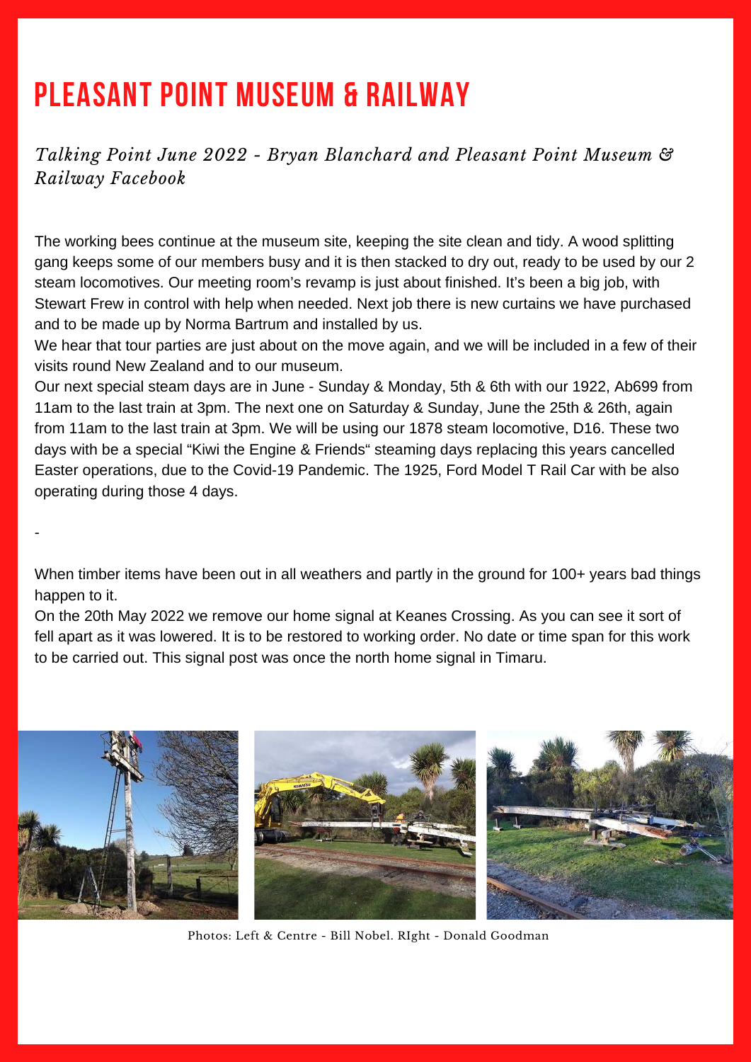# PLEASANT POINT MUSEUM & RAILWAY

*Talking Point June 2022 - Bryan Blanchard and Pleasant Point Museum & Railway Facebook*

The working bees continue at the museum site, keeping the site clean and tidy. A wood splitting gang keeps some of our members busy and it is then stacked to dry out, ready to be used by our 2 steam locomotives. Our meeting room's revamp is just about finished. It's been a big job, with Stewart Frew in control with help when needed. Next job there is new curtains we have purchased and to be made up by Norma Bartrum and installed by us.

We hear that tour parties are just about on the move again, and we will be included in a few of their visits round New Zealand and to our museum.

Our next special steam days are in June - Sunday & Monday, 5th & 6th with our 1922, Ab699 from 11am to the last train at 3pm. The next one on Saturday & Sunday, June the 25th & 26th, again from 11am to the last train at 3pm. We will be using our 1878 steam locomotive, D16. These two days with be a special "Kiwi the Engine & Friends" steaming days replacing this years cancelled Easter operations, due to the Covid-19 Pandemic. The 1925, Ford Model T Rail Car with be also operating during those 4 days.

-

When timber items have been out in all weathers and partly in the ground for 100+ years bad things happen to it.

On the 20th May 2022 we remove our home signal at Keanes Crossing. As you can see it sort of fell apart as it was lowered. It is to be restored to working order. No date or time span for this work to be carried out. This signal post was once the north home signal in Timaru.

Photos: Left & Centre - Bill Nobel. RIght - Donald Goodman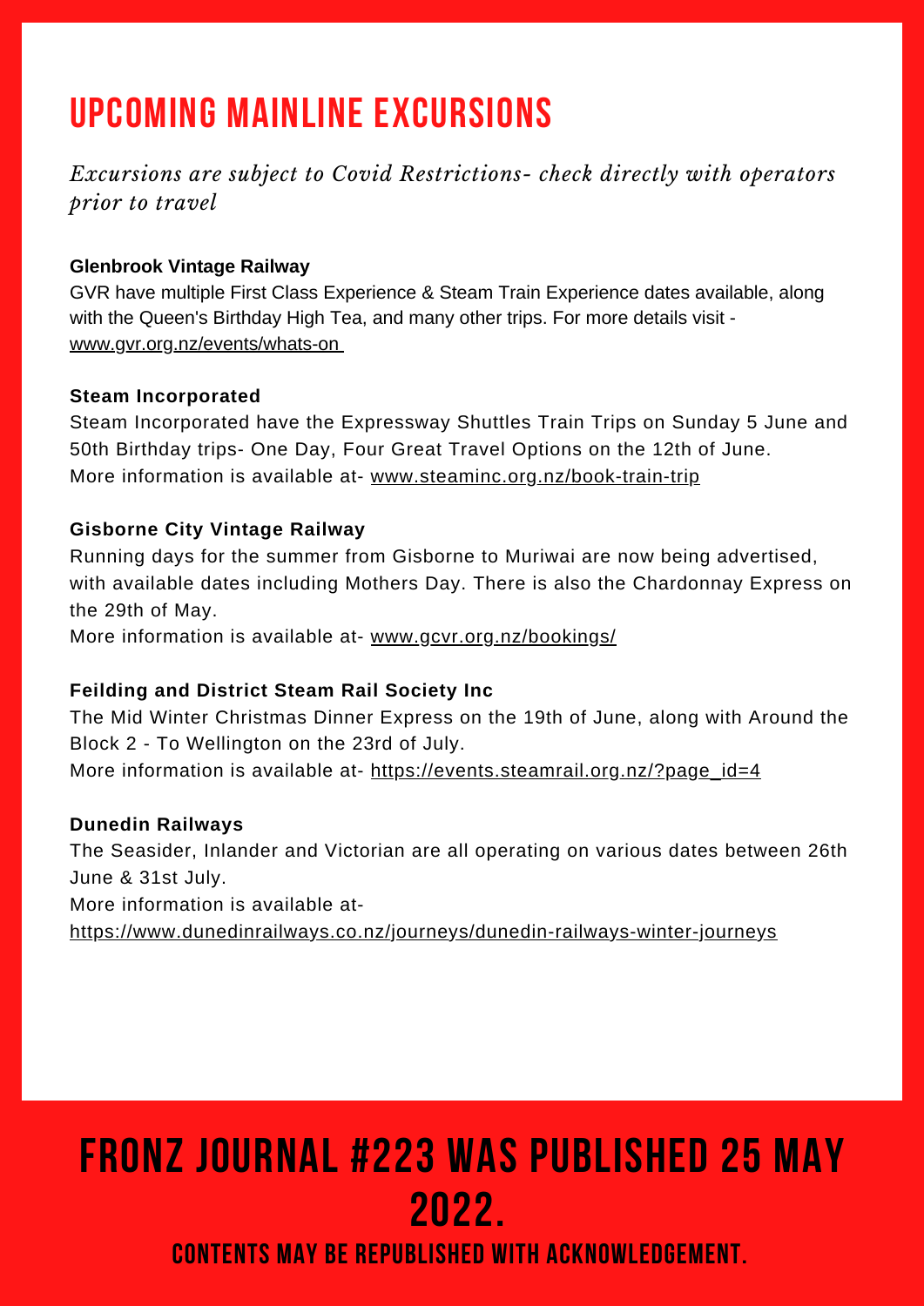# UPCOMING MAINLINE EXCURSIONS

*Excursions are subject to Covid Restrictions- check directly with operators prior to travel*

**Glenbrook Vintage Railway**

GVR have multiple First Class Experience & Steam Train Experience dates available, along with the Queen's Birthday High Tea, and many other trips. For more details visit - www.gvr.org.nz/events/whats-on

**Steam Incorporated**

Steam Incorporated have the Expressway Shuttles Train Trips on Sunday 5 June and 50th Birthday trips- One Day, Four Great Travel Options on the 12th of June. More information is available at- www.steaminc.org.nz/book-train-trip

**Gisborne City Vintage Railway**

Running days for the summer from Gisborne to Muriwai are now being advertised, with available dates including Mothers Day. There is also the Chardonnay Express on the 29th of May.

More information is available at- www.gcvr.org.nz/bookings/

**Feilding and District Steam Rail Society Inc**

The Mid Winter Christmas Dinner Express on the 19th of June, along with Around the Block 2 - To Wellington on the 23rd of July.

More information is available at- https://events.steamrail.org.nz/?page_id=4

**Dunedin Railways**

The Seasider, Inlander and Victorian are all operating on various dates between 26th June & 31st July.

More information is available at-

https://www.dunedinrailways.co.nz/journeys/dunedin-railways-winter-journeys

## FRONZ JOURNAL #223 WAS PUBLISHED 25 MAY 2022.

**CONTENTS MAY BE REPUBLISHED WITH ACKNOWLEDGEMENT.**